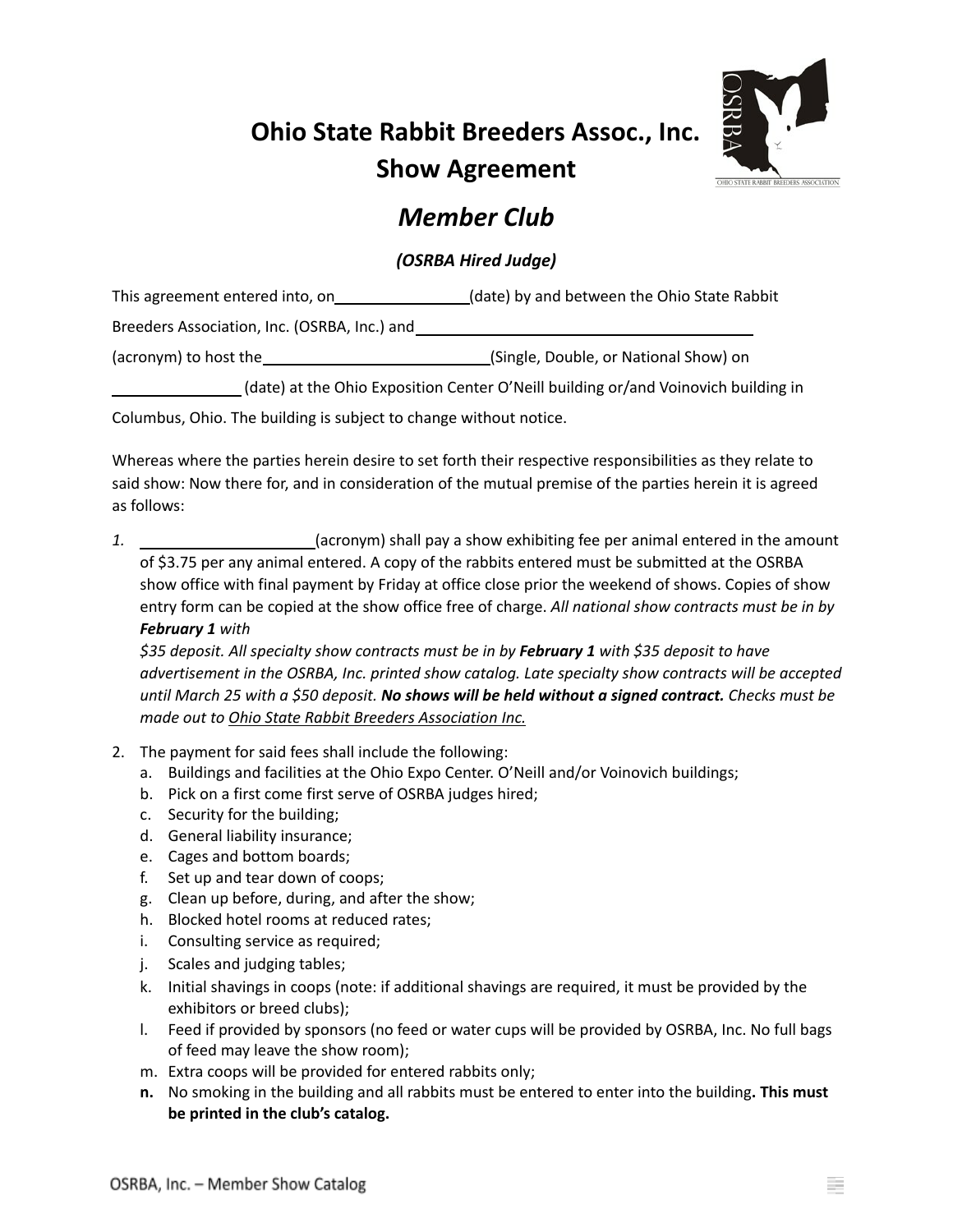# Ohio State Rabbit Breeders Assoc., Inc.
## Show Agreement

## *Member Club*

### *(OSRBA Hired Judge)*

This agreement entered into, on________________(date) by and between the Ohio State Rabbit Breeders Association, Inc. (OSRBA, Inc.) and_________________________________________ (acronym) to host the___________________________(Single, Double, or National Show) on _______________ (date) at the Ohio Exposition Center O'Neill building or/and Voinovich building in Columbus, Ohio. The building is subject to change without notice.

Whereas where the parties herein desire to set forth their respective responsibilities as they relate to said show: Now there for, and in consideration of the mutual premise of the parties herein it is agreed as follows:

1. ____________________(acronym) shall pay a show exhibiting fee per animal entered in the amount of $3.75 per any animal entered. A copy of the rabbits entered must be submitted at the OSRBA show office with final payment by Friday at office close prior the weekend of shows. Copies of show entry form can be copied at the show office free of charge. *All national show contracts must be in by **February 1** with $35 deposit. All specialty show contracts must be in by **February 1** with $35 deposit to have advertisement in the OSRBA, Inc. printed show catalog. Late specialty show contracts will be accepted until March 25 with a $50 deposit.* ***No shows will be held without a signed contract.*** *Checks must be made out to* <u>*Ohio State Rabbit Breeders Association Inc.*</u>

2. The payment for said fees shall include the following:
   a. Buildings and facilities at the Ohio Expo Center. O'Neill and/or Voinovich buildings;
   b. Pick on a first come first serve of OSRBA judges hired;
   c. Security for the building;
   d. General liability insurance;
   e. Cages and bottom boards;
   f. Set up and tear down of coops;
   g. Clean up before, during, and after the show;
   h. Blocked hotel rooms at reduced rates;
   i. Consulting service as required;
   j. Scales and judging tables;
   k. Initial shavings in coops (note: if additional shavings are required, it must be provided by the exhibitors or breed clubs);
   l. Feed if provided by sponsors (no feed or water cups will be provided by OSRBA, Inc. No full bags of feed may leave the show room);
   m. Extra coops will be provided for entered rabbits only;
   **n.** No smoking in the building and all rabbits must be entered to enter into the building**. This must be printed in the club's catalog.**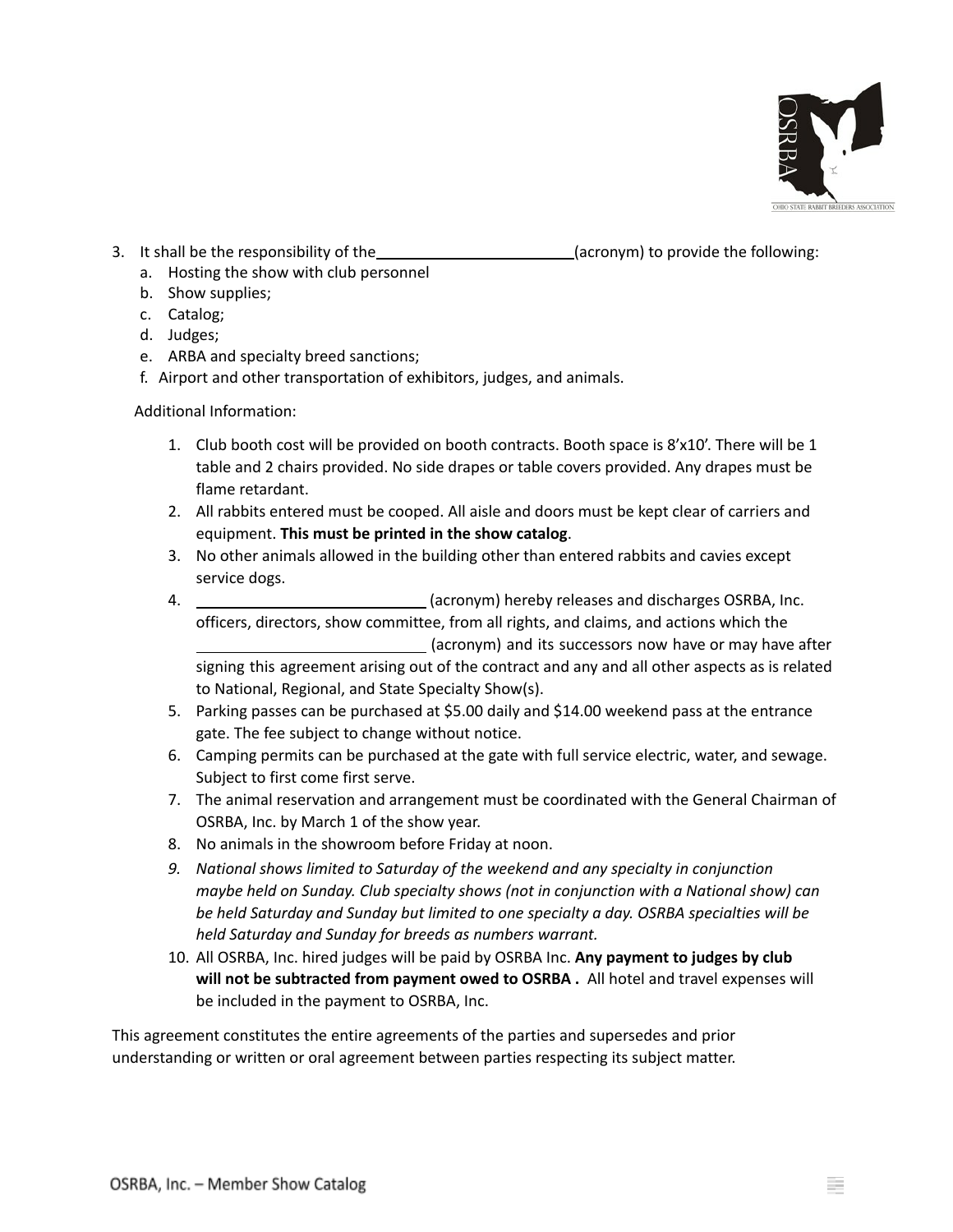3. It shall be the responsibility of the ________________________ (acronym) to provide the following:
   a. Hosting the show with club personnel
   b. Show supplies;
   c. Catalog;
   d. Judges;
   e. ARBA and specialty breed sanctions;
   f. Airport and other transportation of exhibitors, judges, and animals.

Additional Information:

1. Club booth cost will be provided on booth contracts. Booth space is 8'x10'. There will be 1 table and 2 chairs provided. No side drapes or table covers provided. Any drapes must be flame retardant.
2. All rabbits entered must be cooped. All aisle and doors must be kept clear of carriers and equipment. **This must be printed in the show catalog**.
3. No other animals allowed in the building other than entered rabbits and cavies except service dogs.
4. ____________________________ (acronym) hereby releases and discharges OSRBA, Inc. officers, directors, show committee, from all rights, and claims, and actions which the ____________________________ (acronym) and its successors now have or may have after signing this agreement arising out of the contract and any and all other aspects as is related to National, Regional, and State Specialty Show(s).
5. Parking passes can be purchased at $5.00 daily and $14.00 weekend pass at the entrance gate. The fee subject to change without notice.
6. Camping permits can be purchased at the gate with full service electric, water, and sewage. Subject to first come first serve.
7. The animal reservation and arrangement must be coordinated with the General Chairman of OSRBA, Inc. by March 1 of the show year.
8. No animals in the showroom before Friday at noon.
9. *National shows limited to Saturday of the weekend and any specialty in conjunction maybe held on Sunday. Club specialty shows (not in conjunction with a National show) can be held Saturday and Sunday but limited to one specialty a day. OSRBA specialties will be held Saturday and Sunday for breeds as numbers warrant.*
10. All OSRBA, Inc. hired judges will be paid by OSRBA Inc. **Any payment to judges by club will not be subtracted from payment owed to OSRBA .** All hotel and travel expenses will be included in the payment to OSRBA, Inc.

This agreement constitutes the entire agreements of the parties and supersedes and prior understanding or written or oral agreement between parties respecting its subject matter.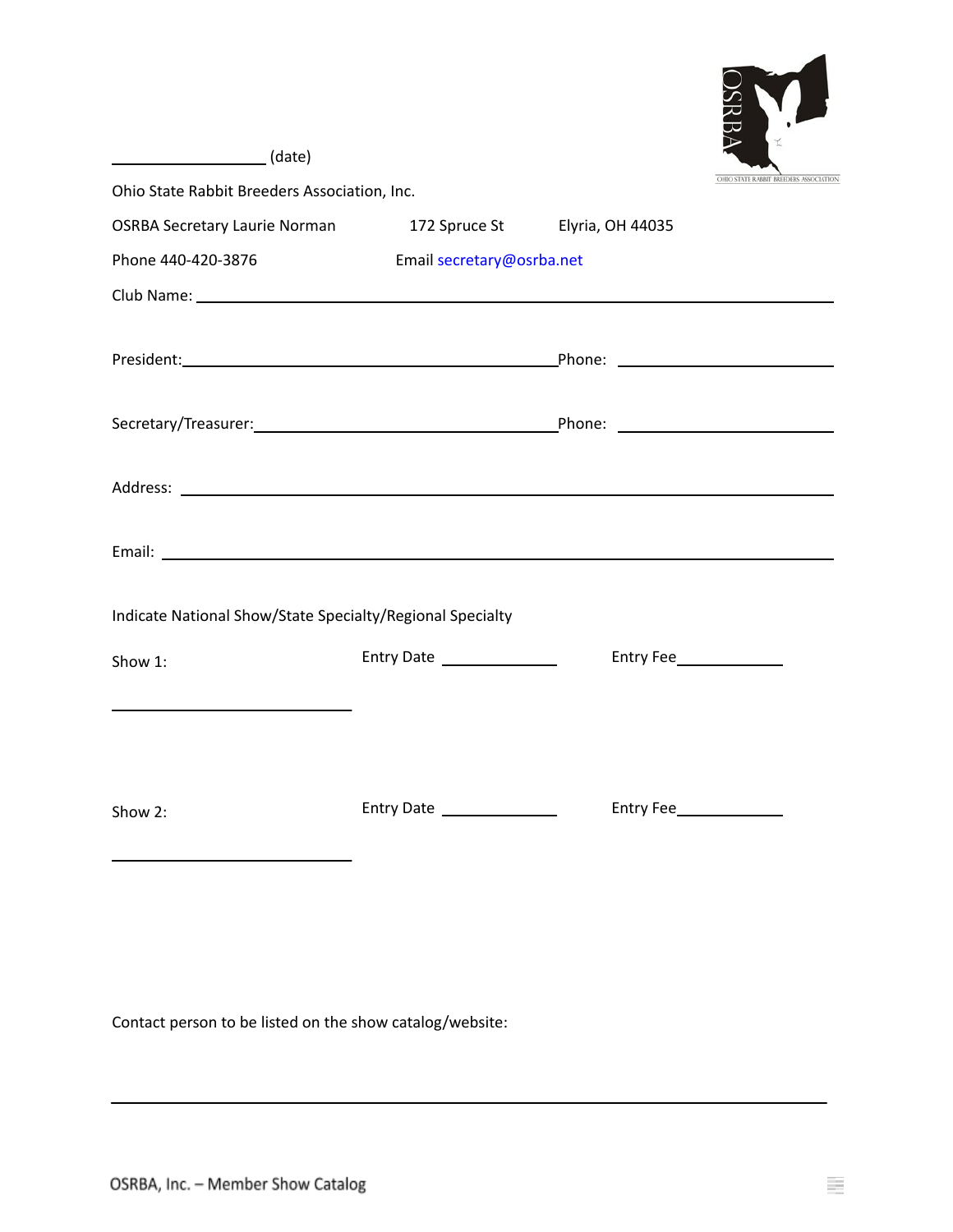\_\_\_\_\_\_\_\_\_\_\_\_\_\_\_\_\_\_ (date)

Ohio State Rabbit Breeders Association, Inc.

OSRBA Secretary Laurie Norman 172 Spruce St Elyria, OH 44035

Phone 440-420-3876 Email secretary@osrba.net

Club Name: \_\_\_\_\_\_\_\_\_\_\_\_\_\_\_\_\_\_\_\_\_\_\_\_\_\_\_\_\_\_\_\_\_\_\_\_\_\_\_\_\_\_\_\_\_\_\_\_

President: \_\_\_\_\_\_\_\_\_\_\_\_\_\_\_\_\_\_\_\_\_\_\_\_\_\_\_\_\_\_ Phone: \_\_\_\_\_\_\_\_\_\_\_\_\_\_\_\_\_\_

Secretary/Treasurer: \_\_\_\_\_\_\_\_\_\_\_\_\_\_\_\_\_\_\_\_\_\_\_\_\_\_ Phone: \_\_\_\_\_\_\_\_\_\_\_\_\_\_\_\_\_\_

Address: \_\_\_\_\_\_\_\_\_\_\_\_\_\_\_\_\_\_\_\_\_\_\_\_\_\_\_\_\_\_\_\_\_\_\_\_\_\_\_\_\_\_\_\_\_\_\_\_\_\_\_\_

Email: \_\_\_\_\_\_\_\_\_\_\_\_\_\_\_\_\_\_\_\_\_\_\_\_\_\_\_\_\_\_\_\_\_\_\_\_\_\_\_\_\_\_\_\_\_\_\_\_\_\_\_\_\_\_

Indicate National Show/State Specialty/Regional Specialty

Show 1: Entry Date \_\_\_\_\_\_\_\_\_\_ Entry Fee \_\_\_\_\_\_\_\_\_\_

\_\_\_\_\_\_\_\_\_\_\_\_\_\_\_\_\_\_\_\_

Show 2: Entry Date \_\_\_\_\_\_\_\_\_\_ Entry Fee \_\_\_\_\_\_\_\_\_\_

\_\_\_\_\_\_\_\_\_\_\_\_\_\_\_\_\_\_\_\_

Contact person to be listed on the show catalog/website:

\_\_\_\_\_\_\_\_\_\_\_\_\_\_\_\_\_\_\_\_\_\_\_\_\_\_\_\_\_\_\_\_\_\_\_\_\_\_\_\_\_\_\_\_\_\_\_\_\_\_\_\_\_\_\_\_\_\_